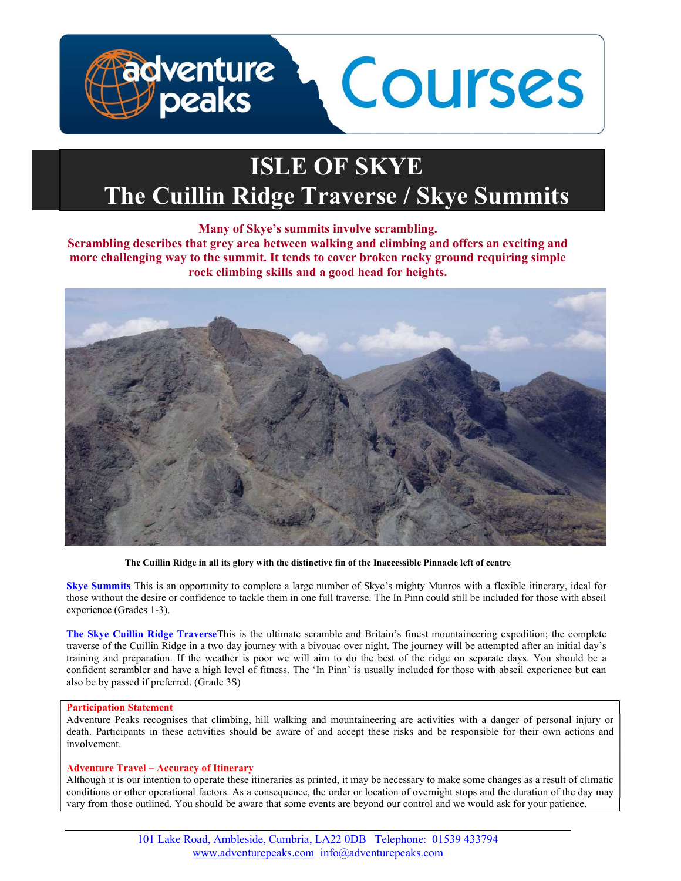# ISLE OF SKYE
# The Cuillin Ridge Traverse / Skye Summits

**Many of Skye's summits involve scrambling.**
**Scrambling describes that grey area between walking and climbing and offers an exciting and more challenging way to the summit. It tends to cover broken rocky ground requiring simple rock climbing skills and a good head for heights.**

**The Cuillin Ridge in all its glory with the distinctive fin of the Inaccessible Pinnacle left of centre**

**Skye Summits** This is an opportunity to complete a large number of Skye's mighty Munros with a flexible itinerary, ideal for those without the desire or confidence to tackle them in one full traverse. The In Pinn could still be included for those with abseil experience (Grades 1-3).

**The Skye Cuillin Ridge Traverse**This is the ultimate scramble and Britain's finest mountaineering expedition; the complete traverse of the Cuillin Ridge in a two day journey with a bivouac over night. The journey will be attempted after an initial day's training and preparation. If the weather is poor we will aim to do the best of the ridge on separate days. You should be a confident scrambler and have a high level of fitness. The 'In Pinn' is usually included for those with abseil experience but can also be by passed if preferred. (Grade 3S)

**Participation Statement**
Adventure Peaks recognises that climbing, hill walking and mountaineering are activities with a danger of personal injury or death. Participants in these activities should be aware of and accept these risks and be responsible for their own actions and involvement.

**Adventure Travel – Accuracy of Itinerary**
Although it is our intention to operate these itineraries as printed, it may be necessary to make some changes as a result of climatic conditions or other operational factors. As a consequence, the order or location of overnight stops and the duration of the day may vary from those outlined. You should be aware that some events are beyond our control and we would ask for your patience.

101 Lake Road, Ambleside, Cumbria, LA22 0DB Telephone: 01539 433794
www.adventurepeaks.com info@adventurepeaks.com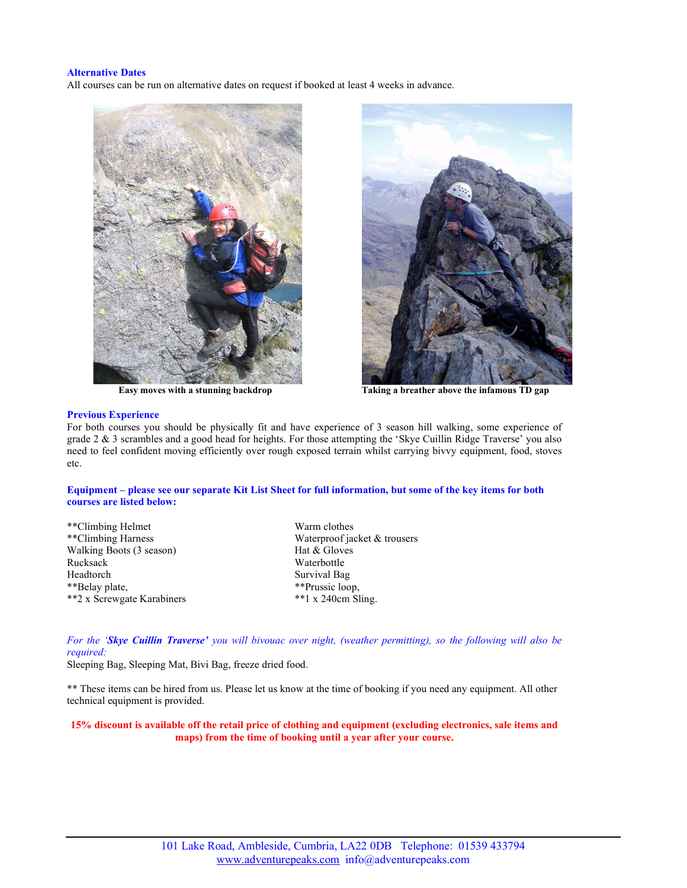### Alternative Dates

All courses can be run on alternative dates on request if booked at least 4 weeks in advance.

**Easy moves with a stunning backdrop**

**Taking a breather above the infamous TD gap**

### Previous Experience

For both courses you should be physically fit and have experience of 3 season hill walking, some experience of grade 2 & 3 scrambles and a good head for heights. For those attempting the 'Skye Cuillin Ridge Traverse' you also need to feel confident moving efficiently over rough exposed terrain whilst carrying bivvy equipment, food, stoves etc.

### Equipment – please see our separate Kit List Sheet for full information, but some of the key items for both courses are listed below:

**Climbing Helmet
**Climbing Harness
Walking Boots (3 season)
Rucksack
Headtorch
**Belay plate,
**2 x Screwgate Karabiners
Warm clothes
Waterproof jacket & trousers
Hat & Gloves
Waterbottle
Survival Bag
**Prussic loop,
**1 x 240cm Sling.

*For the '**Skye Cuillin Traverse'** you will bivouac over night, (weather permitting), so the following will also be required:*

Sleeping Bag, Sleeping Mat, Bivi Bag, freeze dried food.

** These items can be hired from us. Please let us know at the time of booking if you need any equipment. All other technical equipment is provided.

**15% discount is available off the retail price of clothing and equipment (excluding electronics, sale items and maps) from the time of booking until a year after your course.**

101 Lake Road, Ambleside, Cumbria, LA22 0DB Telephone: 01539 433794
www.adventurepeaks.com info@adventurepeaks.com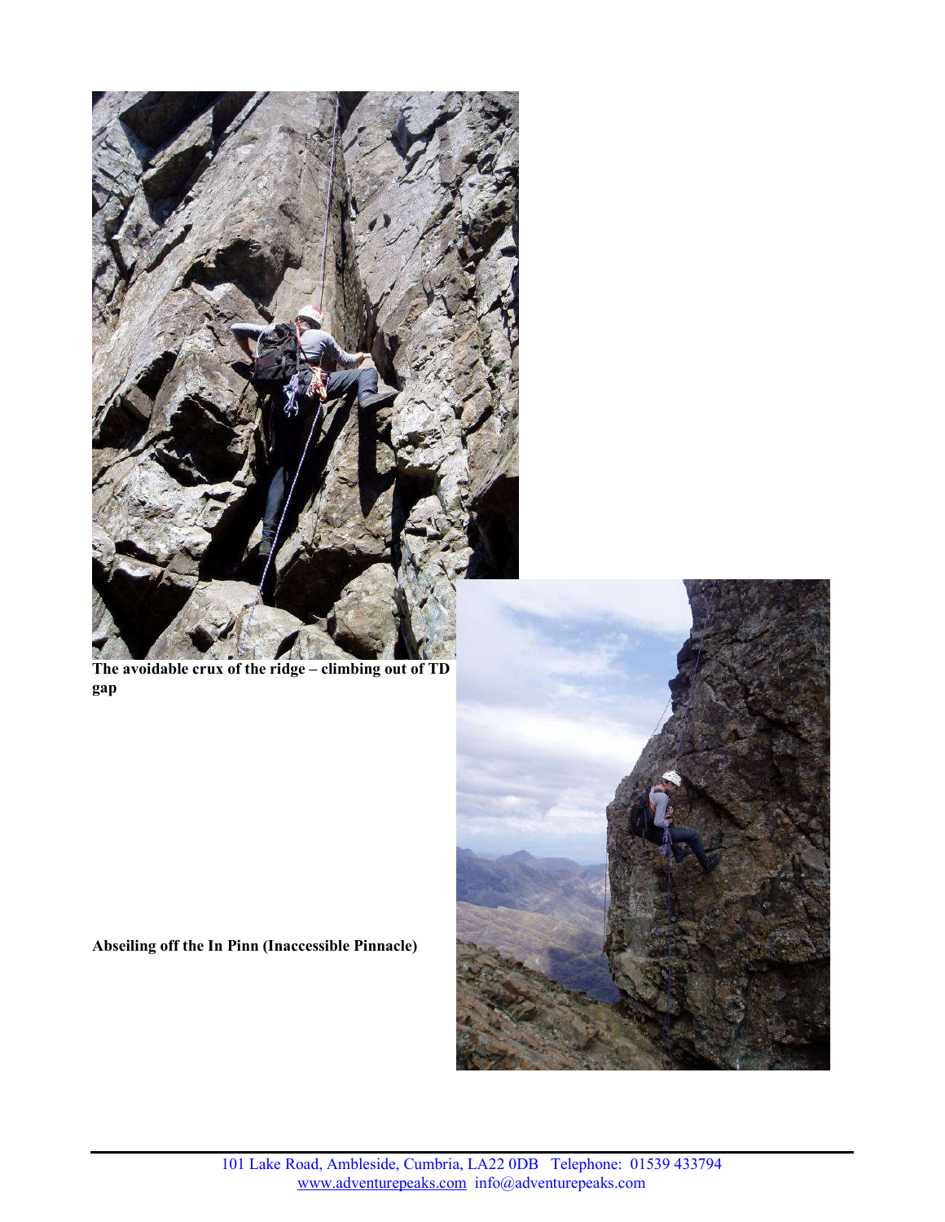**The avoidable crux of the ridge – climbing out of TD gap**

**Abseiling off the In Pinn (Inaccessible Pinnacle)**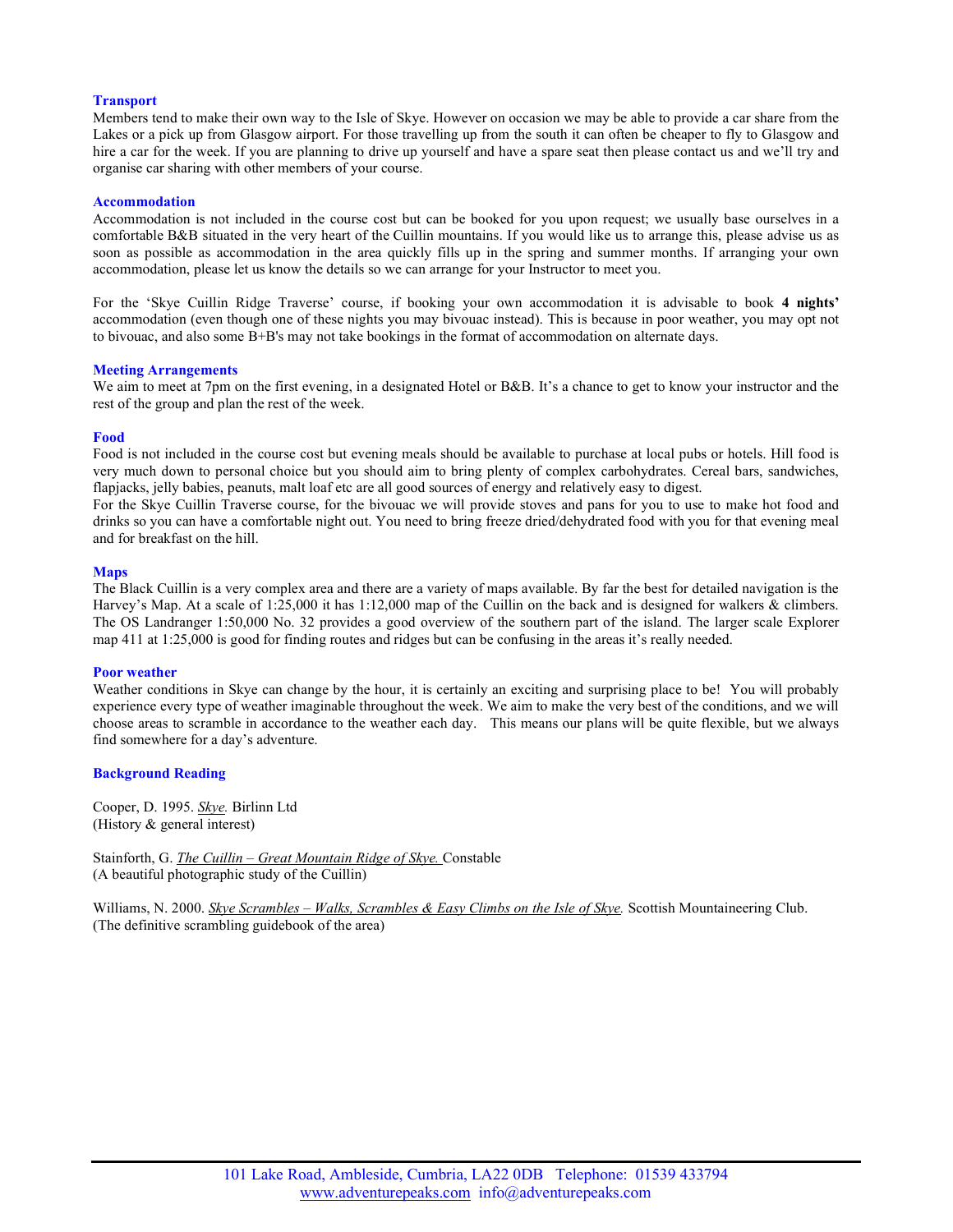### Transport

Members tend to make their own way to the Isle of Skye. However on occasion we may be able to provide a car share from the Lakes or a pick up from Glasgow airport. For those travelling up from the south it can often be cheaper to fly to Glasgow and hire a car for the week. If you are planning to drive up yourself and have a spare seat then please contact us and we'll try and organise car sharing with other members of your course.

### Accommodation

Accommodation is not included in the course cost but can be booked for you upon request; we usually base ourselves in a comfortable B&B situated in the very heart of the Cuillin mountains. If you would like us to arrange this, please advise us as soon as possible as accommodation in the area quickly fills up in the spring and summer months. If arranging your own accommodation, please let us know the details so we can arrange for your Instructor to meet you.

For the 'Skye Cuillin Ridge Traverse' course, if booking your own accommodation it is advisable to book **4 nights'** accommodation (even though one of these nights you may bivouac instead). This is because in poor weather, you may opt not to bivouac, and also some B+B's may not take bookings in the format of accommodation on alternate days.

### Meeting Arrangements

We aim to meet at 7pm on the first evening, in a designated Hotel or B&B. It's a chance to get to know your instructor and the rest of the group and plan the rest of the week.

### Food

Food is not included in the course cost but evening meals should be available to purchase at local pubs or hotels. Hill food is very much down to personal choice but you should aim to bring plenty of complex carbohydrates. Cereal bars, sandwiches, flapjacks, jelly babies, peanuts, malt loaf etc are all good sources of energy and relatively easy to digest.
For the Skye Cuillin Traverse course, for the bivouac we will provide stoves and pans for you to use to make hot food and drinks so you can have a comfortable night out. You need to bring freeze dried/dehydrated food with you for that evening meal and for breakfast on the hill.

### Maps

The Black Cuillin is a very complex area and there are a variety of maps available. By far the best for detailed navigation is the Harvey's Map. At a scale of 1:25,000 it has 1:12,000 map of the Cuillin on the back and is designed for walkers & climbers. The OS Landranger 1:50,000 No. 32 provides a good overview of the southern part of the island. The larger scale Explorer map 411 at 1:25,000 is good for finding routes and ridges but can be confusing in the areas it's really needed.

### Poor weather

Weather conditions in Skye can change by the hour, it is certainly an exciting and surprising place to be! You will probably experience every type of weather imaginable throughout the week. We aim to make the very best of the conditions, and we will choose areas to scramble in accordance to the weather each day. This means our plans will be quite flexible, but we always find somewhere for a day's adventure.

### Background Reading

Cooper, D. 1995. *Skye.* Birlinn Ltd
(History & general interest)

Stainforth, G. *The Cuillin – Great Mountain Ridge of Skye.* Constable
(A beautiful photographic study of the Cuillin)

Williams, N. 2000. *Skye Scrambles – Walks, Scrambles & Easy Climbs on the Isle of Skye.* Scottish Mountaineering Club.
(The definitive scrambling guidebook of the area)

101 Lake Road, Ambleside, Cumbria, LA22 0DB Telephone: 01539 433794
www.adventurepeaks.com info@adventurepeaks.com